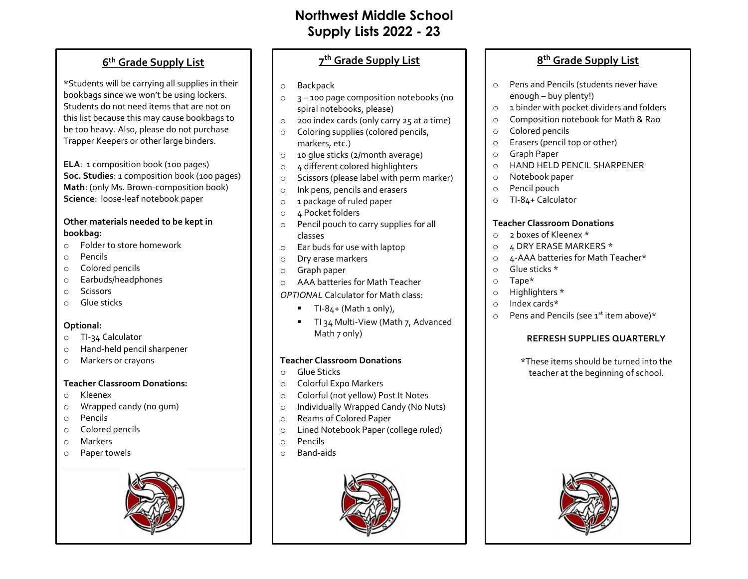# Northwest Middle School
# Supply Lists 2022 - 23

## 6th Grade Supply List

*Students will be carrying all supplies in their bookbags since we won't be using lockers. Students do not need items that are not on this list because this may cause bookbags to be too heavy. Also, please do not purchase Trapper Keepers or other large binders.

**ELA**: 1 composition book (100 pages)
**Soc. Studies**: 1 composition book (100 pages)
**Math**: (only Ms. Brown-composition book)
**Science**: loose-leaf notebook paper

**Other materials needed to be kept in bookbag:**

- Folder to store homework
- Pencils
- Colored pencils
- Earbuds/headphones
- Scissors
- Glue sticks

**Optional:**

- TI-34 Calculator
- Hand-held pencil sharpener
- Markers or crayons

**Teacher Classroom Donations:**

- Kleenex
- Wrapped candy (no gum)
- Pencils
- Colored pencils
- Markers
- Paper towels

## 7th Grade Supply List

- Backpack
- 3 – 100 page composition notebooks (no spiral notebooks, please)
- 200 index cards (only carry 25 at a time)
- Coloring supplies (colored pencils, markers, etc.)
- 10 glue sticks (2/month average)
- 4 different colored highlighters
- Scissors (please label with perm marker)
- Ink pens, pencils and erasers
- 1 package of ruled paper
- 4 Pocket folders
- Pencil pouch to carry supplies for all classes
- Ear buds for use with laptop
- Dry erase markers
- Graph paper
- AAA batteries for Math Teacher

*OPTIONAL* Calculator for Math class:

- TI-84+ (Math 1 only),
- TI 34 Multi-View (Math 7, Advanced Math 7 only)

**Teacher Classroom Donations**

- Glue Sticks
- Colorful Expo Markers
- Colorful (not yellow) Post It Notes
- Individually Wrapped Candy (No Nuts)
- Reams of Colored Paper
- Lined Notebook Paper (college ruled)
- Pencils
- Band-aids

## 8th Grade Supply List

- Pens and Pencils (students never have enough – buy plenty!)
- 1 binder with pocket dividers and folders
- Composition notebook for Math & Rao
- Colored pencils
- Erasers (pencil top or other)
- Graph Paper
- HAND HELD PENCIL SHARPENER
- Notebook paper
- Pencil pouch
- TI-84+ Calculator

**Teacher Classroom Donations**

- 2 boxes of Kleenex *
- 4 DRY ERASE MARKERS *
- 4-AAA batteries for Math Teacher*
- Glue sticks *
- Tape*
- Highlighters *
- Index cards*
- Pens and Pencils (see 1st item above)*

**REFRESH SUPPLIES QUARTERLY**

*These items should be turned into the teacher at the beginning of school.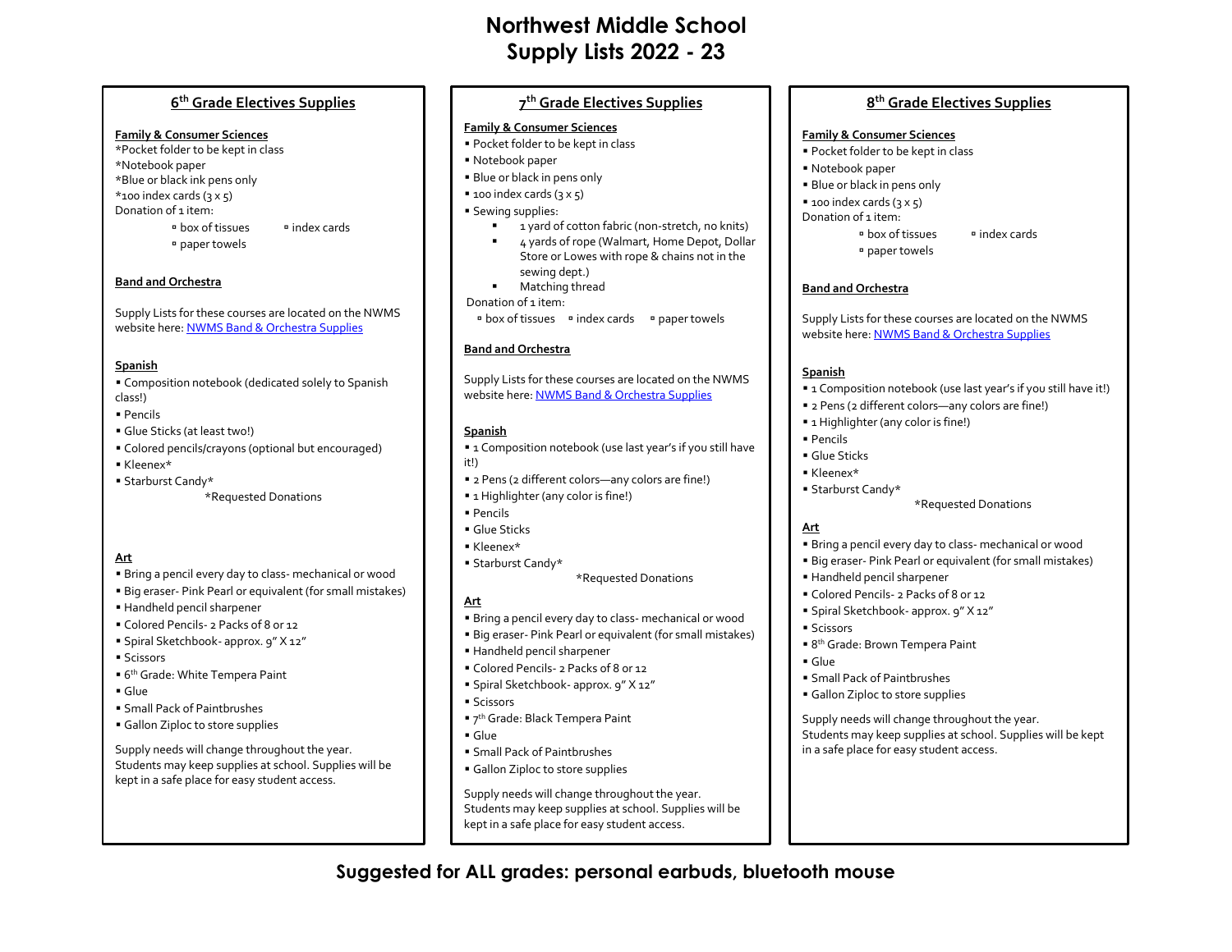# Northwest Middle School
# Supply Lists 2022 - 23

## 6th Grade Electives Supplies

### Family & Consumer Sciences

*Pocket folder to be kept in class
*Notebook paper
*Blue or black ink pens only
*100 index cards (3 x 5)
Donation of 1 item:

- box of tissues
- index cards
- paper towels

### Band and Orchestra

Supply Lists for these courses are located on the NWMS website here: NWMS Band & Orchestra Supplies

### Spanish

- Composition notebook (dedicated solely to Spanish class!)
- Pencils
- Glue Sticks (at least two!)
- Colored pencils/crayons (optional but encouraged)
- Kleenex*
- Starburst Candy*

*Requested Donations

### Art

- Bring a pencil every day to class- mechanical or wood
- Big eraser- Pink Pearl or equivalent (for small mistakes)
- Handheld pencil sharpener
- Colored Pencils- 2 Packs of 8 or 12
- Spiral Sketchbook- approx. 9" X 12"
- Scissors
- 6th Grade: White Tempera Paint
- Glue
- Small Pack of Paintbrushes
- Gallon Ziploc to store supplies

Supply needs will change throughout the year.
Students may keep supplies at school. Supplies will be kept in a safe place for easy student access.

## 7th Grade Electives Supplies

### Family & Consumer Sciences

- Pocket folder to be kept in class
- Notebook paper
- Blue or black in pens only
- 100 index cards (3 x 5)
- Sewing supplies:
  - 1 yard of cotton fabric (non-stretch, no knits)
  - 4 yards of rope (Walmart, Home Depot, Dollar Store or Lowes with rope & chains not in the sewing dept.)
  - Matching thread

Donation of 1 item:

- box of tissues
- index cards
- paper towels

### Band and Orchestra

Supply Lists for these courses are located on the NWMS website here: NWMS Band & Orchestra Supplies

### Spanish

- 1 Composition notebook (use last year's if you still have it!)
- 2 Pens (2 different colors—any colors are fine!)
- 1 Highlighter (any color is fine!)
- Pencils
- Glue Sticks
- Kleenex*
- Starburst Candy*

*Requested Donations

### Art

- Bring a pencil every day to class- mechanical or wood
- Big eraser- Pink Pearl or equivalent (for small mistakes)
- Handheld pencil sharpener
- Colored Pencils- 2 Packs of 8 or 12
- Spiral Sketchbook- approx. 9" X 12"
- Scissors
- 7th Grade: Black Tempera Paint
- Glue
- Small Pack of Paintbrushes
- Gallon Ziploc to store supplies

Supply needs will change throughout the year.
Students may keep supplies at school. Supplies will be kept in a safe place for easy student access.

## 8th Grade Electives Supplies

### Family & Consumer Sciences

- Pocket folder to be kept in class
- Notebook paper
- Blue or black in pens only
- 100 index cards (3 x 5)

Donation of 1 item:

- box of tissues
- index cards
- paper towels

### Band and Orchestra

Supply Lists for these courses are located on the NWMS website here: NWMS Band & Orchestra Supplies

### Spanish

- 1 Composition notebook (use last year's if you still have it!)
- 2 Pens (2 different colors—any colors are fine!)
- 1 Highlighter (any color is fine!)
- Pencils
- Glue Sticks
- Kleenex*
- Starburst Candy*

*Requested Donations

### Art

- Bring a pencil every day to class- mechanical or wood
- Big eraser- Pink Pearl or equivalent (for small mistakes)
- Handheld pencil sharpener
- Colored Pencils- 2 Packs of 8 or 12
- Spiral Sketchbook- approx. 9" X 12"
- Scissors
- 8th Grade: Brown Tempera Paint
- Glue
- Small Pack of Paintbrushes
- Gallon Ziploc to store supplies

Supply needs will change throughout the year.
Students may keep supplies at school. Supplies will be kept in a safe place for easy student access.

**Suggested for ALL grades: personal earbuds, bluetooth mouse**